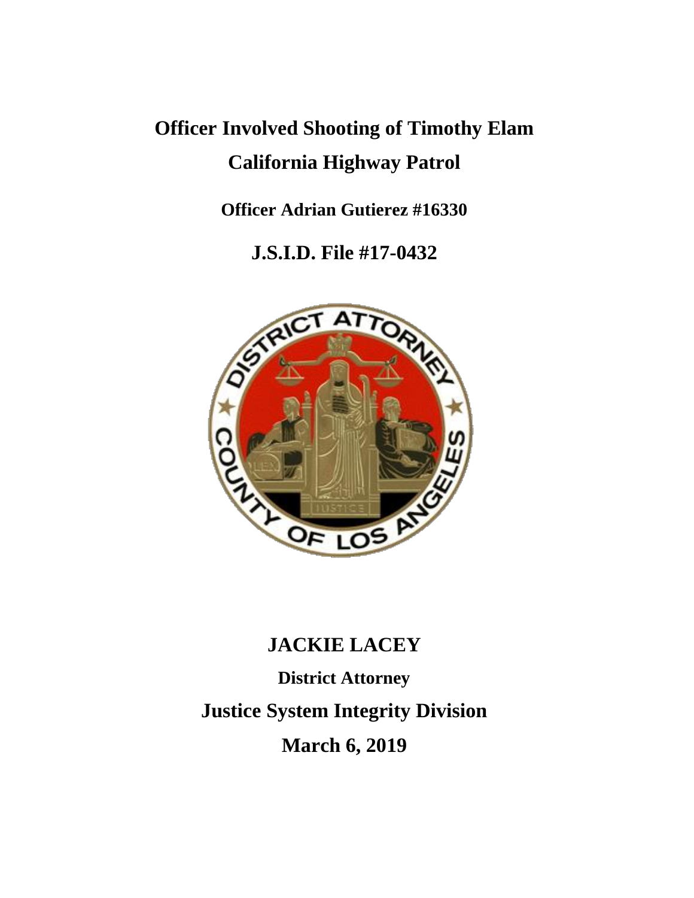# Officer Involved Shooting of Timothy Elam

# California Highway Patrol

**Officer Adrian Gutierez #16330**

## J.S.I.D. File #17-0432

## JACKIE LACEY

**District Attorney**

## Justice System Integrity Division

## March 6, 2019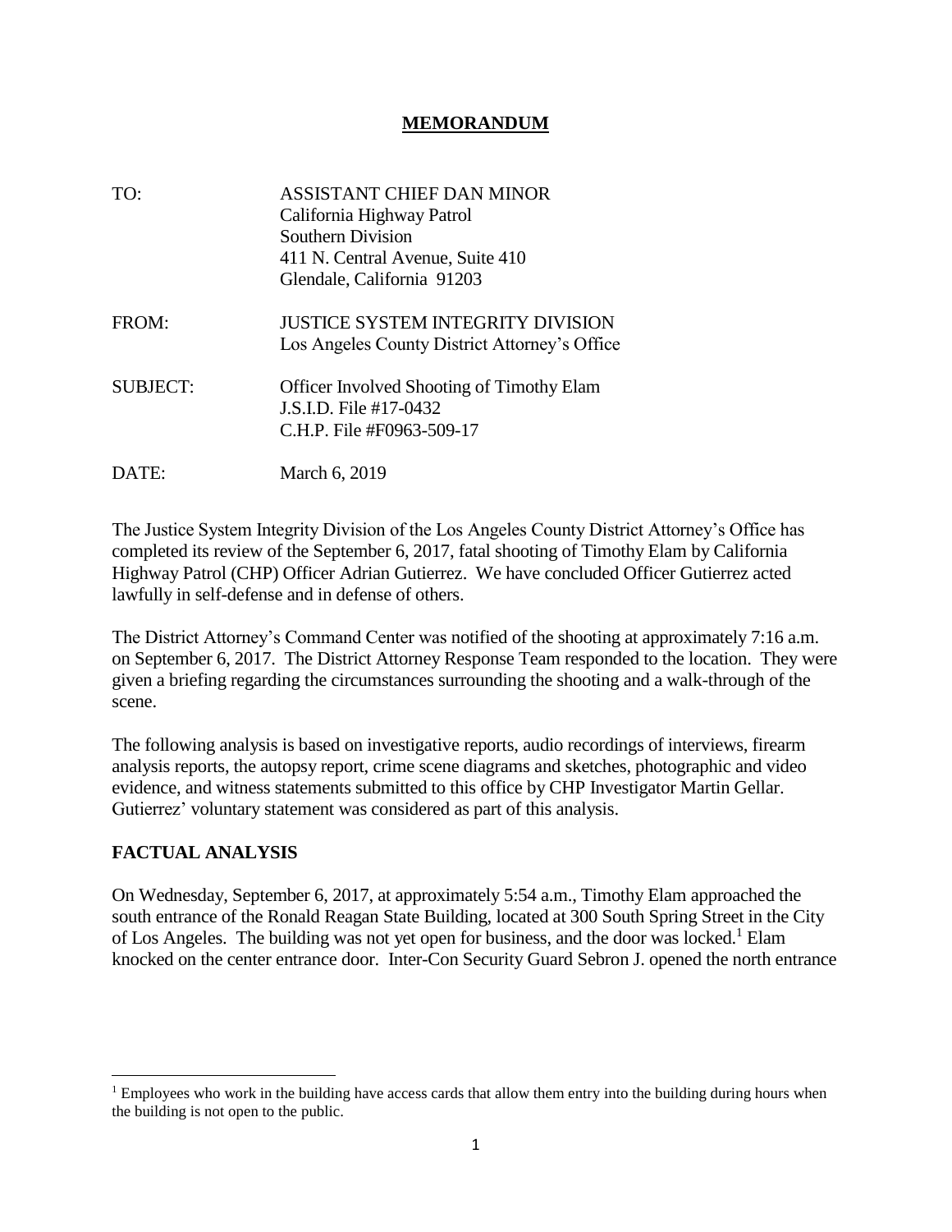**MEMORANDUM**

TO: ASSISTANT CHIEF DAN MINOR
California Highway Patrol
Southern Division
411 N. Central Avenue, Suite 410
Glendale, California 91203

FROM: JUSTICE SYSTEM INTEGRITY DIVISION
Los Angeles County District Attorney's Office

SUBJECT: Officer Involved Shooting of Timothy Elam
J.S.I.D. File #17-0432
C.H.P. File #F0963-509-17

DATE: March 6, 2019

The Justice System Integrity Division of the Los Angeles County District Attorney's Office has completed its review of the September 6, 2017, fatal shooting of Timothy Elam by California Highway Patrol (CHP) Officer Adrian Gutierrez. We have concluded Officer Gutierrez acted lawfully in self-defense and in defense of others.

The District Attorney's Command Center was notified of the shooting at approximately 7:16 a.m. on September 6, 2017. The District Attorney Response Team responded to the location. They were given a briefing regarding the circumstances surrounding the shooting and a walk-through of the scene.

The following analysis is based on investigative reports, audio recordings of interviews, firearm analysis reports, the autopsy report, crime scene diagrams and sketches, photographic and video evidence, and witness statements submitted to this office by CHP Investigator Martin Gellar. Gutierrez' voluntary statement was considered as part of this analysis.

## FACTUAL ANALYSIS

On Wednesday, September 6, 2017, at approximately 5:54 a.m., Timothy Elam approached the south entrance of the Ronald Reagan State Building, located at 300 South Spring Street in the City of Los Angeles. The building was not yet open for business, and the door was locked.[1] Elam knocked on the center entrance door. Inter-Con Security Guard Sebron J. opened the north entrance

[1] Employees who work in the building have access cards that allow them entry into the building during hours when the building is not open to the public.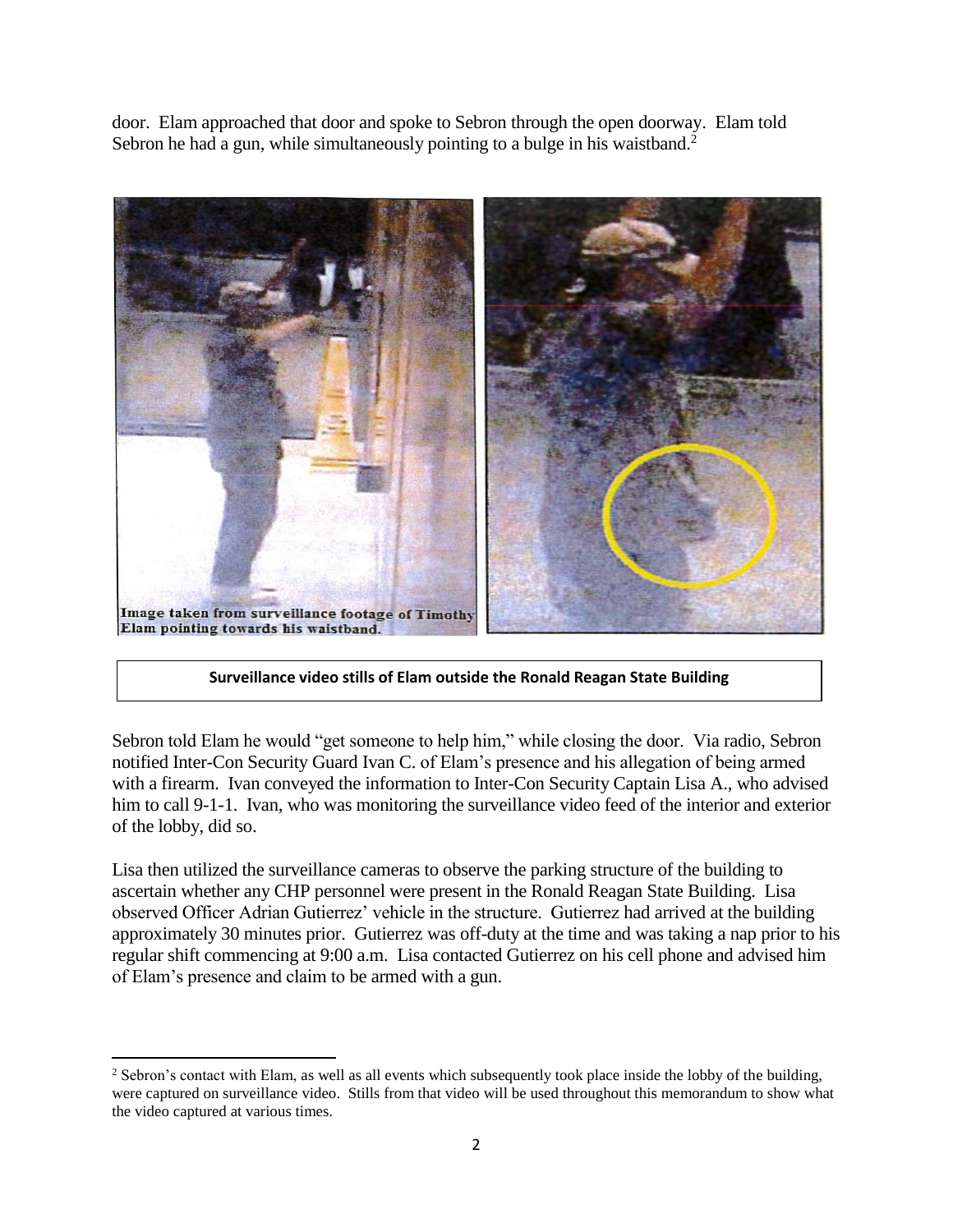door. Elam approached that door and spoke to Sebron through the open doorway. Elam told Sebron he had a gun, while simultaneously pointing to a bulge in his waistband.[2]

Image taken from surveillance footage of Timothy Elam pointing towards his waistband.

**Surveillance video stills of Elam outside the Ronald Reagan State Building**

Sebron told Elam he would "get someone to help him," while closing the door. Via radio, Sebron notified Inter-Con Security Guard Ivan C. of Elam's presence and his allegation of being armed with a firearm. Ivan conveyed the information to Inter-Con Security Captain Lisa A., who advised him to call 9-1-1. Ivan, who was monitoring the surveillance video feed of the interior and exterior of the lobby, did so.

Lisa then utilized the surveillance cameras to observe the parking structure of the building to ascertain whether any CHP personnel were present in the Ronald Reagan State Building. Lisa observed Officer Adrian Gutierrez' vehicle in the structure. Gutierrez had arrived at the building approximately 30 minutes prior. Gutierrez was off-duty at the time and was taking a nap prior to his regular shift commencing at 9:00 a.m. Lisa contacted Gutierrez on his cell phone and advised him of Elam's presence and claim to be armed with a gun.

---

[2] Sebron's contact with Elam, as well as all events which subsequently took place inside the lobby of the building, were captured on surveillance video. Stills from that video will be used throughout this memorandum to show what the video captured at various times.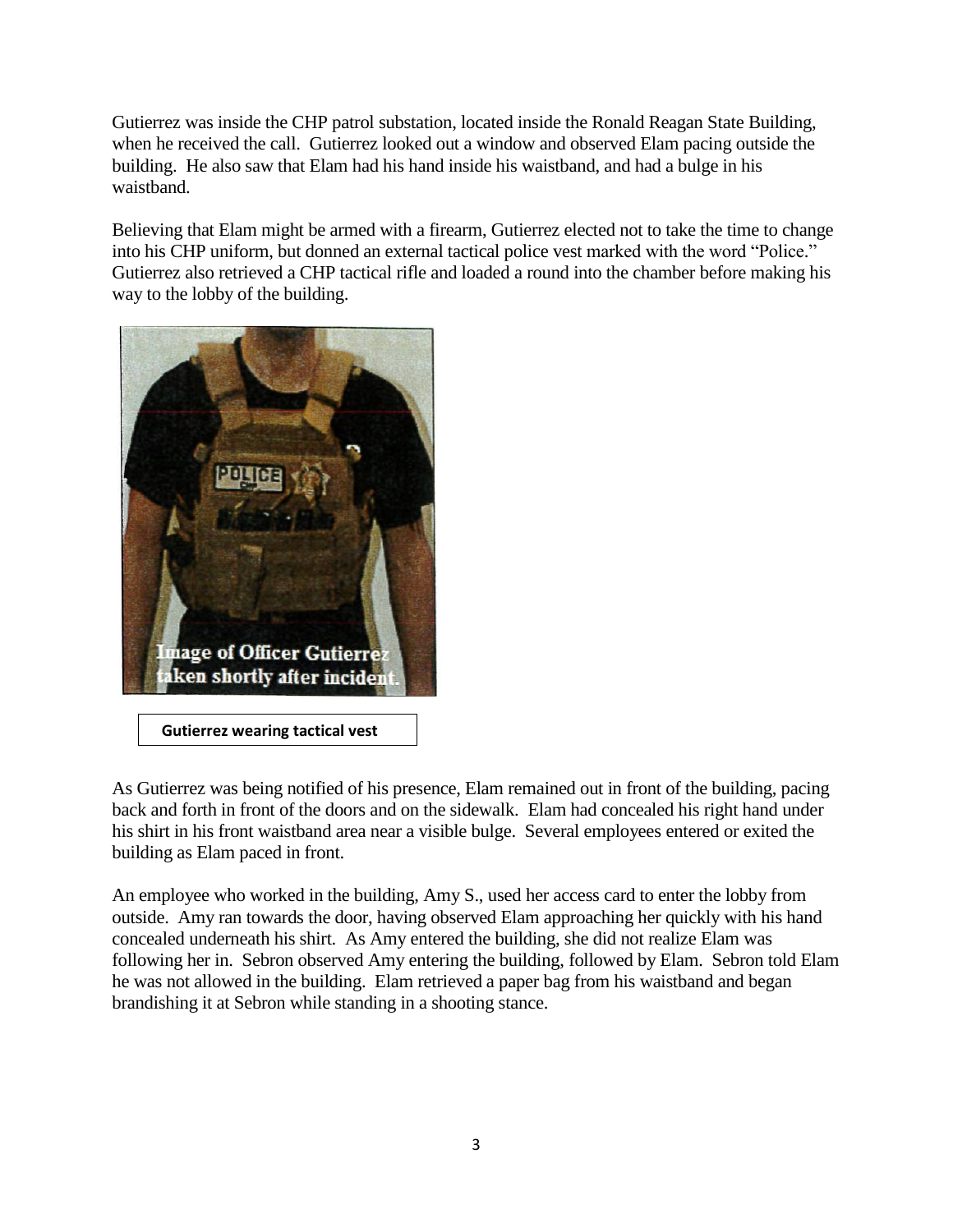Gutierrez was inside the CHP patrol substation, located inside the Ronald Reagan State Building, when he received the call. Gutierrez looked out a window and observed Elam pacing outside the building. He also saw that Elam had his hand inside his waistband, and had a bulge in his waistband.

Believing that Elam might be armed with a firearm, Gutierrez elected not to take the time to change into his CHP uniform, but donned an external tactical police vest marked with the word "Police." Gutierrez also retrieved a CHP tactical rifle and loaded a round into the chamber before making his way to the lobby of the building.

Image of Officer Gutierrez taken shortly after incident.

**Gutierrez wearing tactical vest**

As Gutierrez was being notified of his presence, Elam remained out in front of the building, pacing back and forth in front of the doors and on the sidewalk. Elam had concealed his right hand under his shirt in his front waistband area near a visible bulge. Several employees entered or exited the building as Elam paced in front.

An employee who worked in the building, Amy S., used her access card to enter the lobby from outside. Amy ran towards the door, having observed Elam approaching her quickly with his hand concealed underneath his shirt. As Amy entered the building, she did not realize Elam was following her in. Sebron observed Amy entering the building, followed by Elam. Sebron told Elam he was not allowed in the building. Elam retrieved a paper bag from his waistband and began brandishing it at Sebron while standing in a shooting stance.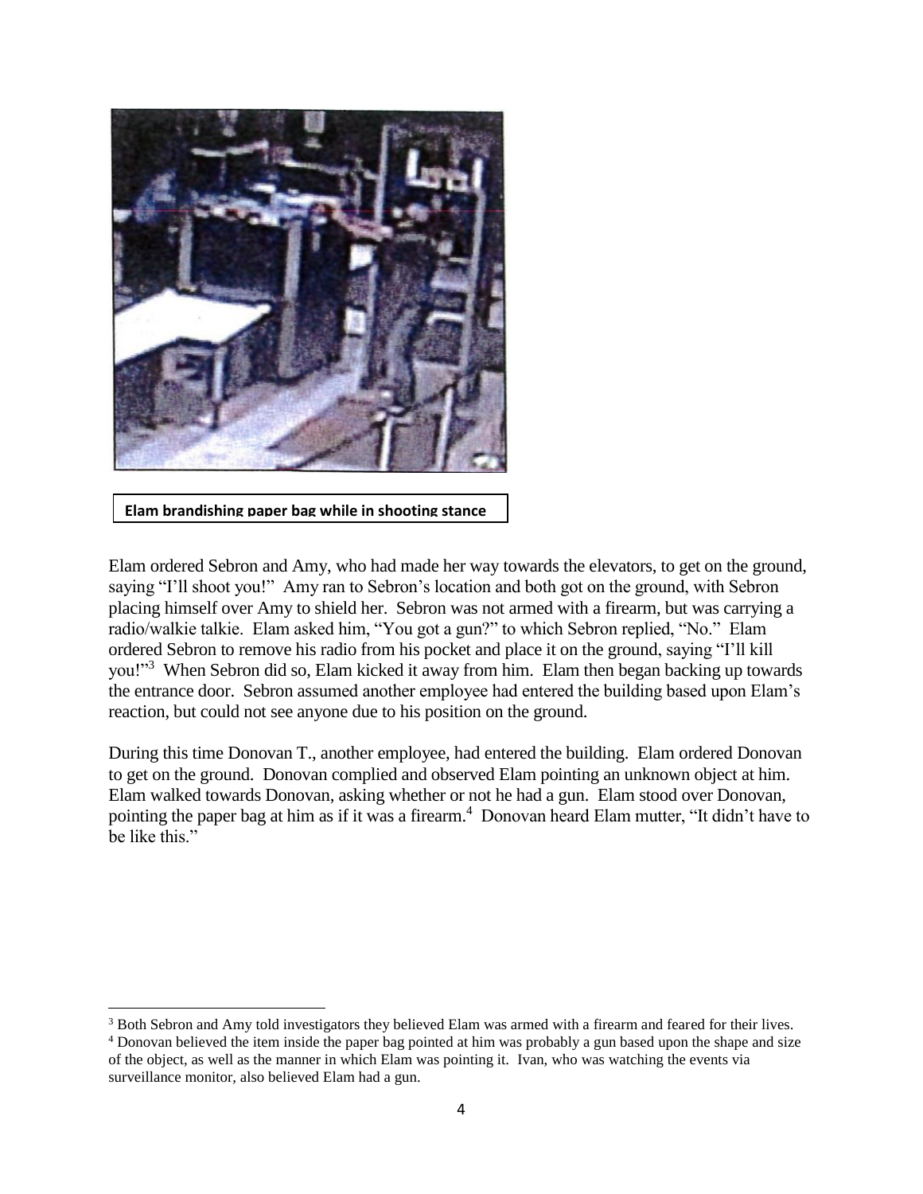Elam brandishing paper bag while in shooting stance

Elam ordered Sebron and Amy, who had made her way towards the elevators, to get on the ground, saying "I'll shoot you!" Amy ran to Sebron's location and both got on the ground, with Sebron placing himself over Amy to shield her. Sebron was not armed with a firearm, but was carrying a radio/walkie talkie. Elam asked him, "You got a gun?" to which Sebron replied, "No." Elam ordered Sebron to remove his radio from his pocket and place it on the ground, saying "I'll kill you!"[3] When Sebron did so, Elam kicked it away from him. Elam then began backing up towards the entrance door. Sebron assumed another employee had entered the building based upon Elam's reaction, but could not see anyone due to his position on the ground.

During this time Donovan T., another employee, had entered the building. Elam ordered Donovan to get on the ground. Donovan complied and observed Elam pointing an unknown object at him. Elam walked towards Donovan, asking whether or not he had a gun. Elam stood over Donovan, pointing the paper bag at him as if it was a firearm.[4] Donovan heard Elam mutter, "It didn't have to be like this."

---

[3] Both Sebron and Amy told investigators they believed Elam was armed with a firearm and feared for their lives.

[4] Donovan believed the item inside the paper bag pointed at him was probably a gun based upon the shape and size of the object, as well as the manner in which Elam was pointing it. Ivan, who was watching the events via surveillance monitor, also believed Elam had a gun.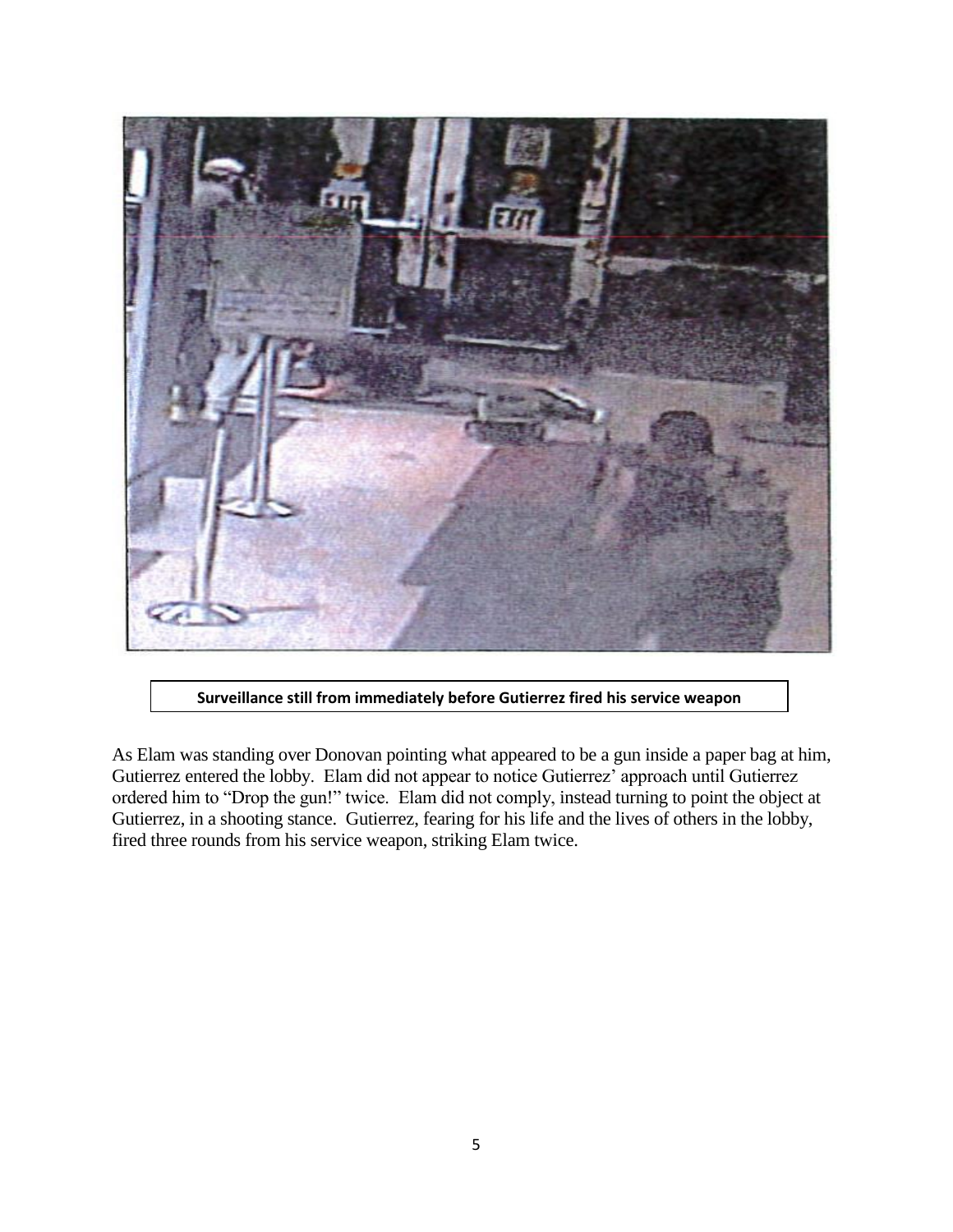Surveillance still from immediately before Gutierrez fired his service weapon

As Elam was standing over Donovan pointing what appeared to be a gun inside a paper bag at him, Gutierrez entered the lobby. Elam did not appear to notice Gutierrez' approach until Gutierrez ordered him to "Drop the gun!" twice. Elam did not comply, instead turning to point the object at Gutierrez, in a shooting stance. Gutierrez, fearing for his life and the lives of others in the lobby, fired three rounds from his service weapon, striking Elam twice.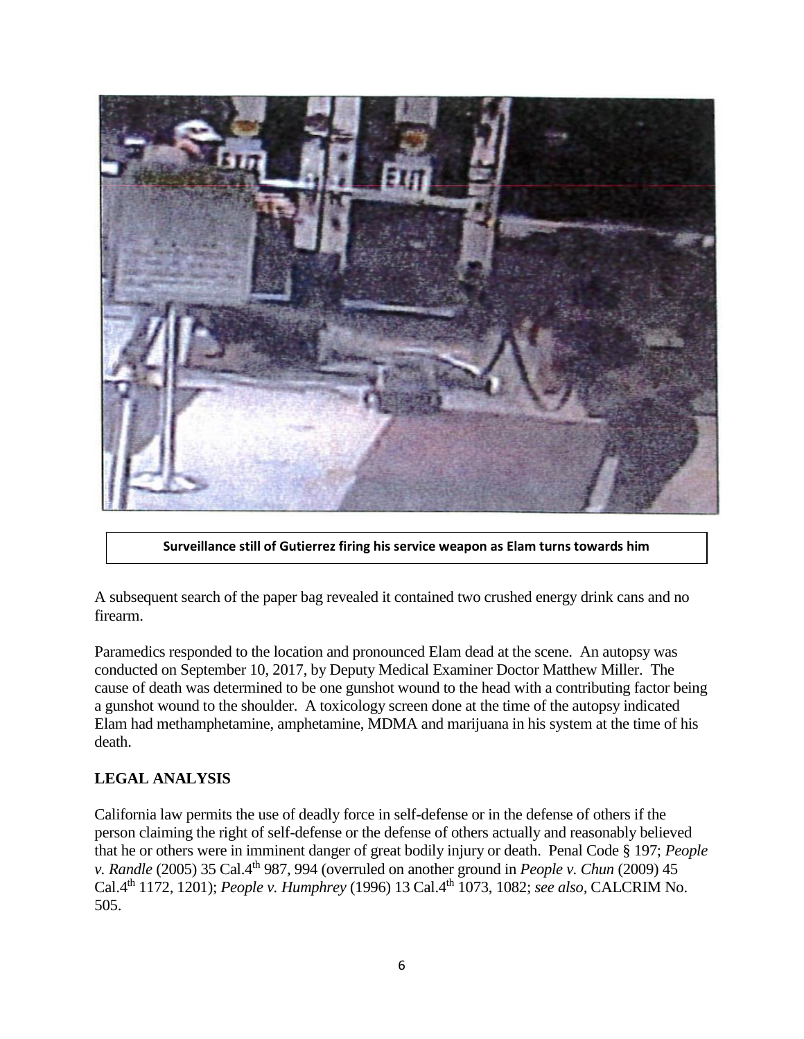Surveillance still of Gutierrez firing his service weapon as Elam turns towards him

A subsequent search of the paper bag revealed it contained two crushed energy drink cans and no firearm.

Paramedics responded to the location and pronounced Elam dead at the scene. An autopsy was conducted on September 10, 2017, by Deputy Medical Examiner Doctor Matthew Miller. The cause of death was determined to be one gunshot wound to the head with a contributing factor being a gunshot wound to the shoulder. A toxicology screen done at the time of the autopsy indicated Elam had methamphetamine, amphetamine, MDMA and marijuana in his system at the time of his death.

## LEGAL ANALYSIS

California law permits the use of deadly force in self-defense or in the defense of others if the person claiming the right of self-defense or the defense of others actually and reasonably believed that he or others were in imminent danger of great bodily injury or death. Penal Code § 197; *People v. Randle* (2005) 35 Cal.4th 987, 994 (overruled on another ground in *People v. Chun* (2009) 45 Cal.4th 1172, 1201); *People v. Humphrey* (1996) 13 Cal.4th 1073, 1082; *see also*, CALCRIM No. 505.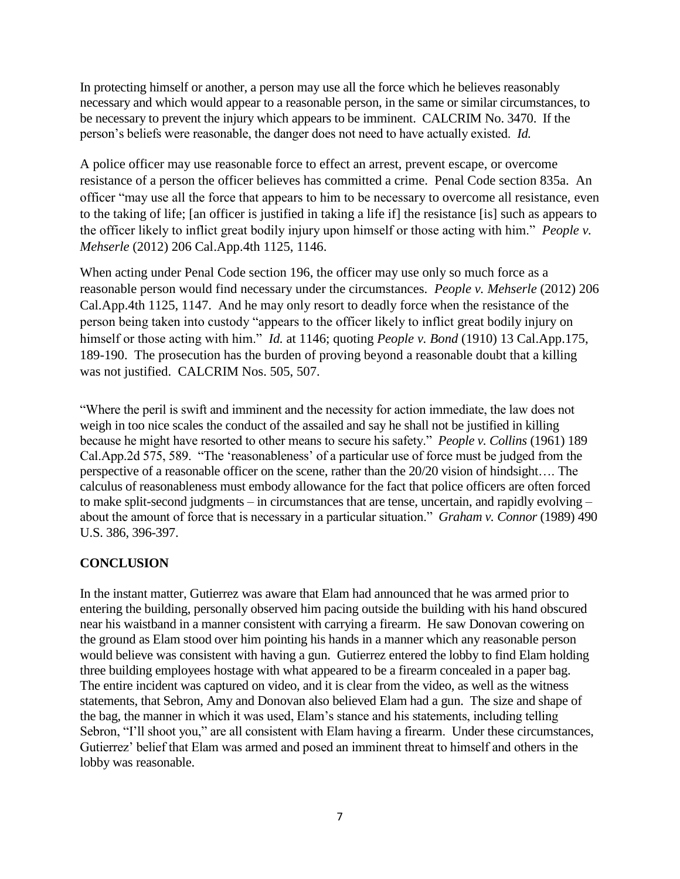In protecting himself or another, a person may use all the force which he believes reasonably necessary and which would appear to a reasonable person, in the same or similar circumstances, to be necessary to prevent the injury which appears to be imminent. CALCRIM No. 3470. If the person's beliefs were reasonable, the danger does not need to have actually existed. *Id.*

A police officer may use reasonable force to effect an arrest, prevent escape, or overcome resistance of a person the officer believes has committed a crime. Penal Code section 835a. An officer "may use all the force that appears to him to be necessary to overcome all resistance, even to the taking of life; [an officer is justified in taking a life if] the resistance [is] such as appears to the officer likely to inflict great bodily injury upon himself or those acting with him." *People v. Mehserle* (2012) 206 Cal.App.4th 1125, 1146.

When acting under Penal Code section 196, the officer may use only so much force as a reasonable person would find necessary under the circumstances. *People v. Mehserle* (2012) 206 Cal.App.4th 1125, 1147. And he may only resort to deadly force when the resistance of the person being taken into custody "appears to the officer likely to inflict great bodily injury on himself or those acting with him." *Id.* at 1146; quoting *People v. Bond* (1910) 13 Cal.App.175, 189-190. The prosecution has the burden of proving beyond a reasonable doubt that a killing was not justified. CALCRIM Nos. 505, 507.

"Where the peril is swift and imminent and the necessity for action immediate, the law does not weigh in too nice scales the conduct of the assailed and say he shall not be justified in killing because he might have resorted to other means to secure his safety." *People v. Collins* (1961) 189 Cal.App.2d 575, 589. "The 'reasonableness' of a particular use of force must be judged from the perspective of a reasonable officer on the scene, rather than the 20/20 vision of hindsight…. The calculus of reasonableness must embody allowance for the fact that police officers are often forced to make split-second judgments – in circumstances that are tense, uncertain, and rapidly evolving – about the amount of force that is necessary in a particular situation." *Graham v. Connor* (1989) 490 U.S. 386, 396-397.

## CONCLUSION

In the instant matter, Gutierrez was aware that Elam had announced that he was armed prior to entering the building, personally observed him pacing outside the building with his hand obscured near his waistband in a manner consistent with carrying a firearm. He saw Donovan cowering on the ground as Elam stood over him pointing his hands in a manner which any reasonable person would believe was consistent with having a gun. Gutierrez entered the lobby to find Elam holding three building employees hostage with what appeared to be a firearm concealed in a paper bag. The entire incident was captured on video, and it is clear from the video, as well as the witness statements, that Sebron, Amy and Donovan also believed Elam had a gun. The size and shape of the bag, the manner in which it was used, Elam's stance and his statements, including telling Sebron, "I'll shoot you," are all consistent with Elam having a firearm. Under these circumstances, Gutierrez' belief that Elam was armed and posed an imminent threat to himself and others in the lobby was reasonable.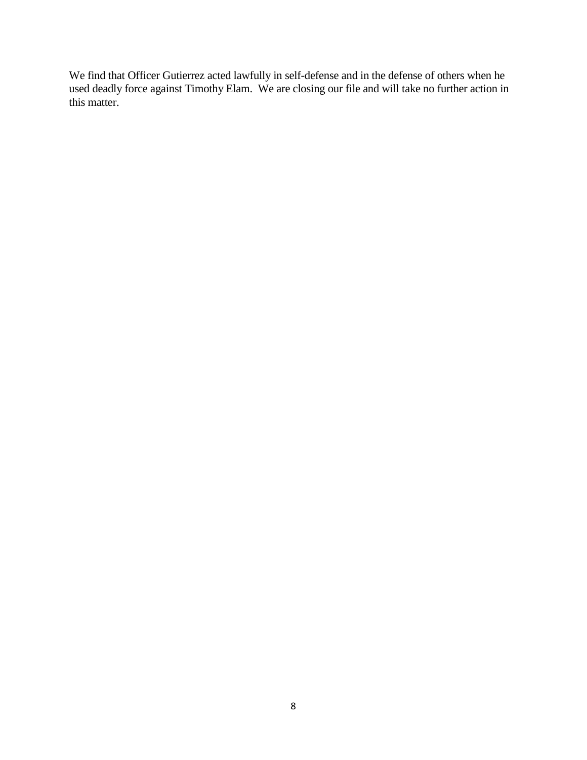We find that Officer Gutierrez acted lawfully in self-defense and in the defense of others when he used deadly force against Timothy Elam. We are closing our file and will take no further action in this matter.